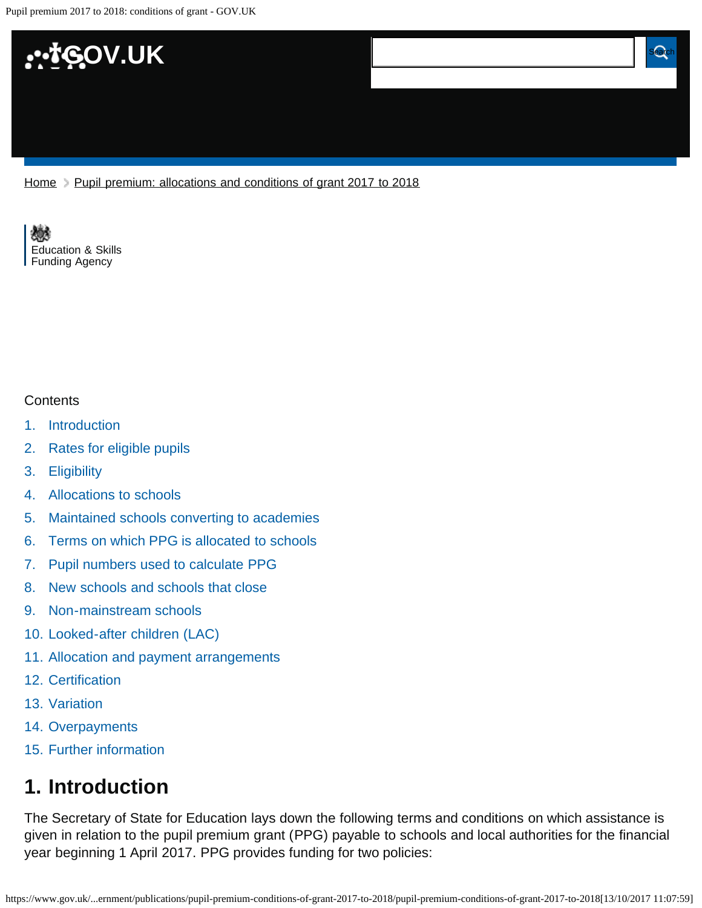Home > Pupil premium: allocations and conditions of grant 2017 to 2018

Education & Skills Funding Agency

Contents

1. Introduction
2. Rates for eligible pupils
3. Eligibility
4. Allocations to schools
5. Maintained schools converting to academies
6. Terms on which PPG is allocated to schools
7. Pupil numbers used to calculate PPG
8. New schools and schools that close
9. Non-mainstream schools
10. Looked-after children (LAC)
11. Allocation and payment arrangements
12. Certification
13. Variation
14. Overpayments
15. Further information

## 1. Introduction

The Secretary of State for Education lays down the following terms and conditions on which assistance is given in relation to the pupil premium grant (PPG) payable to schools and local authorities for the financial year beginning 1 April 2017. PPG provides funding for two policies: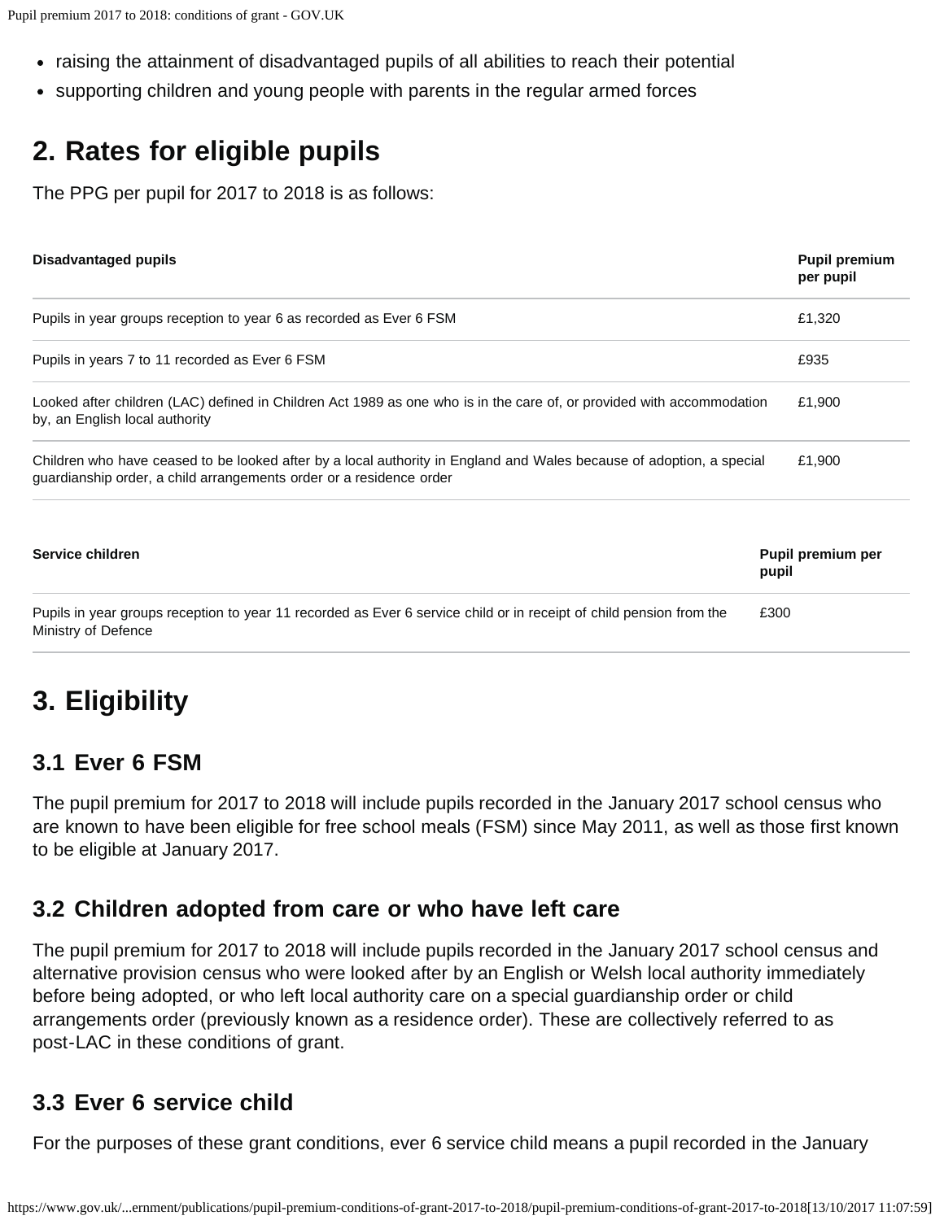- raising the attainment of disadvantaged pupils of all abilities to reach their potential
- supporting children and young people with parents in the regular armed forces

## 2. Rates for eligible pupils

The PPG per pupil for 2017 to 2018 is as follows:

| Disadvantaged pupils | Pupil premium per pupil |
|---|---|
| Pupils in year groups reception to year 6 as recorded as Ever 6 FSM | £1,320 |
| Pupils in years 7 to 11 recorded as Ever 6 FSM | £935 |
| Looked after children (LAC) defined in Children Act 1989 as one who is in the care of, or provided with accommodation by, an English local authority | £1,900 |
| Children who have ceased to be looked after by a local authority in England and Wales because of adoption, a special guardianship order, a child arrangements order or a residence order | £1,900 |

| Service children | Pupil premium per pupil |
|---|---|
| Pupils in year groups reception to year 11 recorded as Ever 6 service child or in receipt of child pension from the Ministry of Defence | £300 |

## 3. Eligibility

### 3.1 Ever 6 FSM

The pupil premium for 2017 to 2018 will include pupils recorded in the January 2017 school census who are known to have been eligible for free school meals (FSM) since May 2011, as well as those first known to be eligible at January 2017.

### 3.2 Children adopted from care or who have left care

The pupil premium for 2017 to 2018 will include pupils recorded in the January 2017 school census and alternative provision census who were looked after by an English or Welsh local authority immediately before being adopted, or who left local authority care on a special guardianship order or child arrangements order (previously known as a residence order). These are collectively referred to as post-LAC in these conditions of grant.

### 3.3 Ever 6 service child

For the purposes of these grant conditions, ever 6 service child means a pupil recorded in the January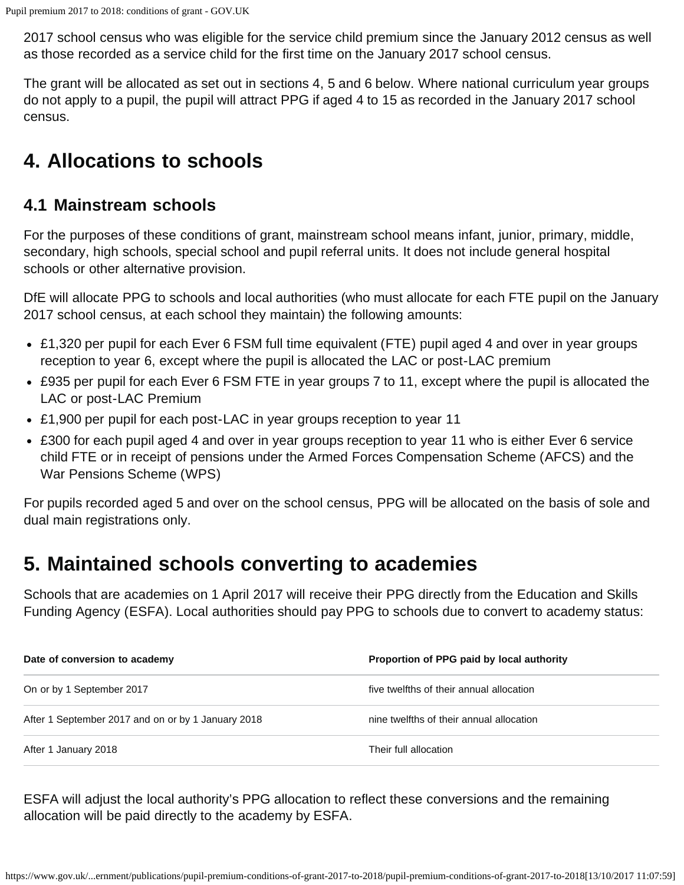2017 school census who was eligible for the service child premium since the January 2012 census as well as those recorded as a service child for the first time on the January 2017 school census.

The grant will be allocated as set out in sections 4, 5 and 6 below. Where national curriculum year groups do not apply to a pupil, the pupil will attract PPG if aged 4 to 15 as recorded in the January 2017 school census.

## 4. Allocations to schools

### 4.1 Mainstream schools

For the purposes of these conditions of grant, mainstream school means infant, junior, primary, middle, secondary, high schools, special school and pupil referral units. It does not include general hospital schools or other alternative provision.

DfE will allocate PPG to schools and local authorities (who must allocate for each FTE pupil on the January 2017 school census, at each school they maintain) the following amounts:

- £1,320 per pupil for each Ever 6 FSM full time equivalent (FTE) pupil aged 4 and over in year groups reception to year 6, except where the pupil is allocated the LAC or post-LAC premium
- £935 per pupil for each Ever 6 FSM FTE in year groups 7 to 11, except where the pupil is allocated the LAC or post-LAC Premium
- £1,900 per pupil for each post-LAC in year groups reception to year 11
- £300 for each pupil aged 4 and over in year groups reception to year 11 who is either Ever 6 service child FTE or in receipt of pensions under the Armed Forces Compensation Scheme (AFCS) and the War Pensions Scheme (WPS)

For pupils recorded aged 5 and over on the school census, PPG will be allocated on the basis of sole and dual main registrations only.

## 5. Maintained schools converting to academies

Schools that are academies on 1 April 2017 will receive their PPG directly from the Education and Skills Funding Agency (ESFA). Local authorities should pay PPG to schools due to convert to academy status:

| Date of conversion to academy | Proportion of PPG paid by local authority |
|---|---|
| On or by 1 September 2017 | five twelfths of their annual allocation |
| After 1 September 2017 and on or by 1 January 2018 | nine twelfths of their annual allocation |
| After 1 January 2018 | Their full allocation |

ESFA will adjust the local authority's PPG allocation to reflect these conversions and the remaining allocation will be paid directly to the academy by ESFA.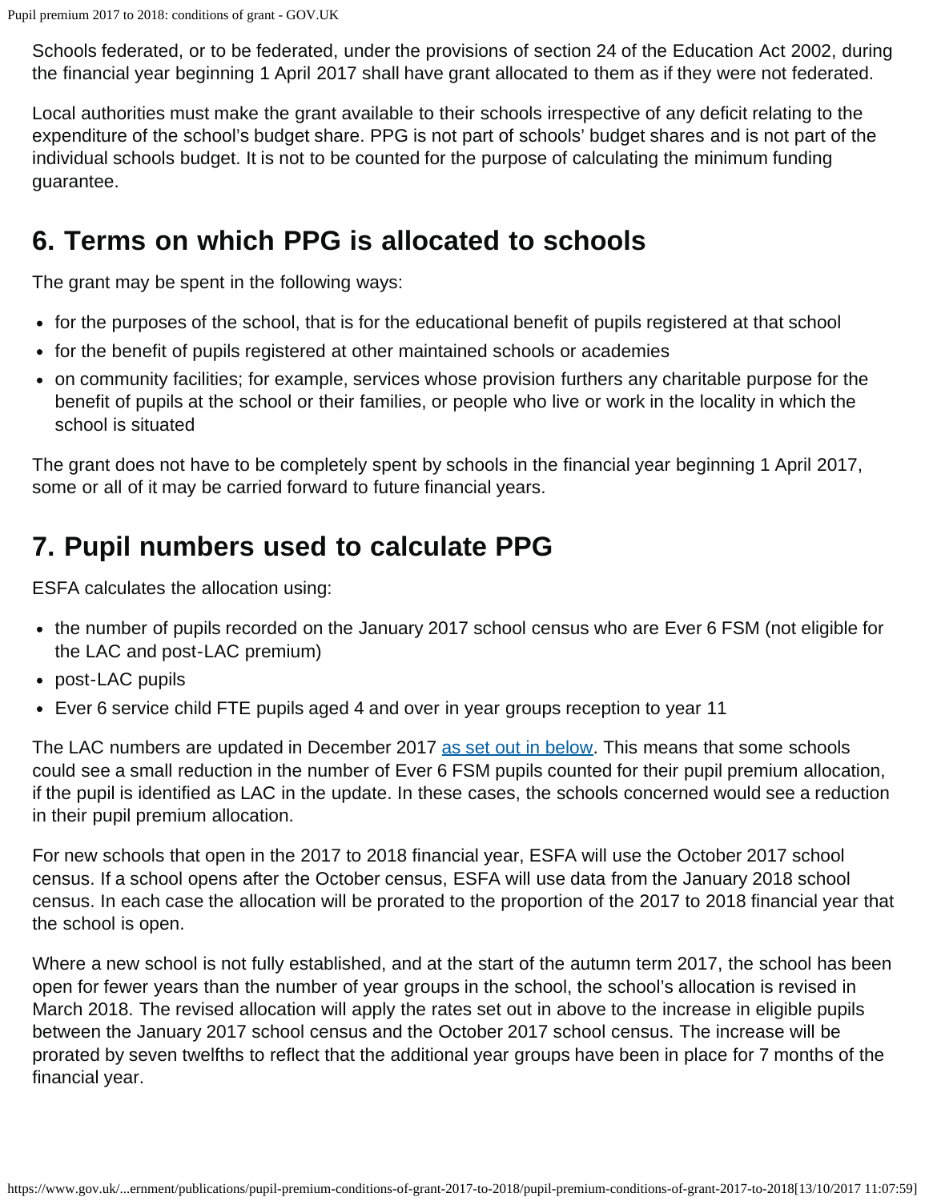Schools federated, or to be federated, under the provisions of section 24 of the Education Act 2002, during the financial year beginning 1 April 2017 shall have grant allocated to them as if they were not federated.

Local authorities must make the grant available to their schools irrespective of any deficit relating to the expenditure of the school's budget share. PPG is not part of schools' budget shares and is not part of the individual schools budget. It is not to be counted for the purpose of calculating the minimum funding guarantee.

## 6. Terms on which PPG is allocated to schools

The grant may be spent in the following ways:

- for the purposes of the school, that is for the educational benefit of pupils registered at that school
- for the benefit of pupils registered at other maintained schools or academies
- on community facilities; for example, services whose provision furthers any charitable purpose for the benefit of pupils at the school or their families, or people who live or work in the locality in which the school is situated

The grant does not have to be completely spent by schools in the financial year beginning 1 April 2017, some or all of it may be carried forward to future financial years.

## 7. Pupil numbers used to calculate PPG

ESFA calculates the allocation using:

- the number of pupils recorded on the January 2017 school census who are Ever 6 FSM (not eligible for the LAC and post-LAC premium)
- post-LAC pupils
- Ever 6 service child FTE pupils aged 4 and over in year groups reception to year 11

The LAC numbers are updated in December 2017 [as set out in below](). This means that some schools could see a small reduction in the number of Ever 6 FSM pupils counted for their pupil premium allocation, if the pupil is identified as LAC in the update. In these cases, the schools concerned would see a reduction in their pupil premium allocation.

For new schools that open in the 2017 to 2018 financial year, ESFA will use the October 2017 school census. If a school opens after the October census, ESFA will use data from the January 2018 school census. In each case the allocation will be prorated to the proportion of the 2017 to 2018 financial year that the school is open.

Where a new school is not fully established, and at the start of the autumn term 2017, the school has been open for fewer years than the number of year groups in the school, the school's allocation is revised in March 2018. The revised allocation will apply the rates set out in above to the increase in eligible pupils between the January 2017 school census and the October 2017 school census. The increase will be prorated by seven twelfths to reflect that the additional year groups have been in place for 7 months of the financial year.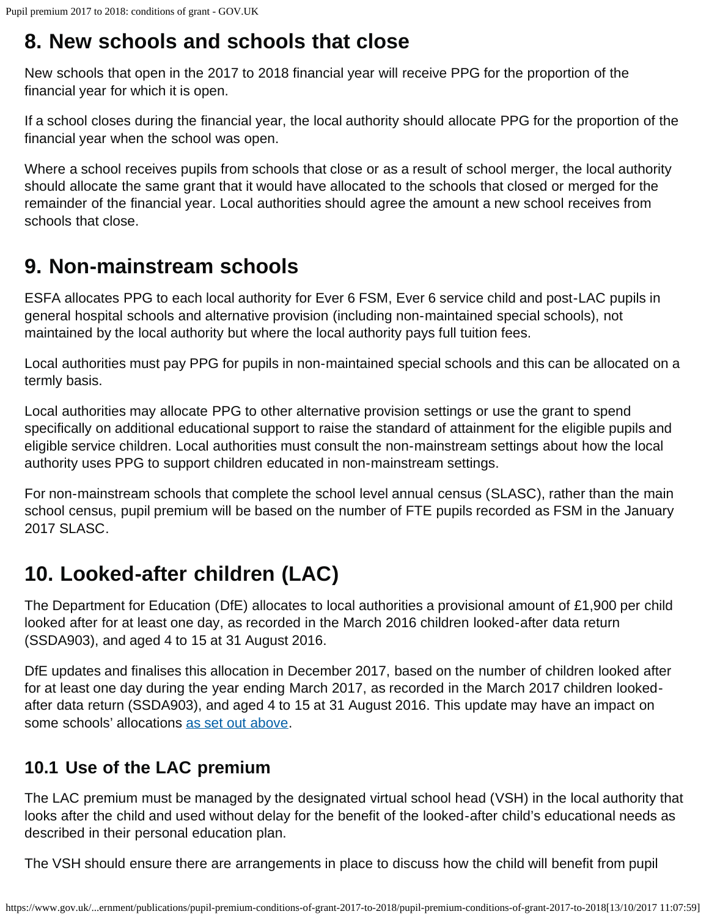## 8. New schools and schools that close

New schools that open in the 2017 to 2018 financial year will receive PPG for the proportion of the financial year for which it is open.

If a school closes during the financial year, the local authority should allocate PPG for the proportion of the financial year when the school was open.

Where a school receives pupils from schools that close or as a result of school merger, the local authority should allocate the same grant that it would have allocated to the schools that closed or merged for the remainder of the financial year. Local authorities should agree the amount a new school receives from schools that close.

## 9. Non-mainstream schools

ESFA allocates PPG to each local authority for Ever 6 FSM, Ever 6 service child and post-LAC pupils in general hospital schools and alternative provision (including non-maintained special schools), not maintained by the local authority but where the local authority pays full tuition fees.

Local authorities must pay PPG for pupils in non-maintained special schools and this can be allocated on a termly basis.

Local authorities may allocate PPG to other alternative provision settings or use the grant to spend specifically on additional educational support to raise the standard of attainment for the eligible pupils and eligible service children. Local authorities must consult the non-mainstream settings about how the local authority uses PPG to support children educated in non-mainstream settings.

For non-mainstream schools that complete the school level annual census (SLASC), rather than the main school census, pupil premium will be based on the number of FTE pupils recorded as FSM in the January 2017 SLASC.

## 10. Looked-after children (LAC)

The Department for Education (DfE) allocates to local authorities a provisional amount of £1,900 per child looked after for at least one day, as recorded in the March 2016 children looked-after data return (SSDA903), and aged 4 to 15 at 31 August 2016.

DfE updates and finalises this allocation in December 2017, based on the number of children looked after for at least one day during the year ending March 2017, as recorded in the March 2017 children looked-after data return (SSDA903), and aged 4 to 15 at 31 August 2016. This update may have an impact on some schools' allocations [as set out above](#).

### 10.1 Use of the LAC premium

The LAC premium must be managed by the designated virtual school head (VSH) in the local authority that looks after the child and used without delay for the benefit of the looked-after child's educational needs as described in their personal education plan.

The VSH should ensure there are arrangements in place to discuss how the child will benefit from pupil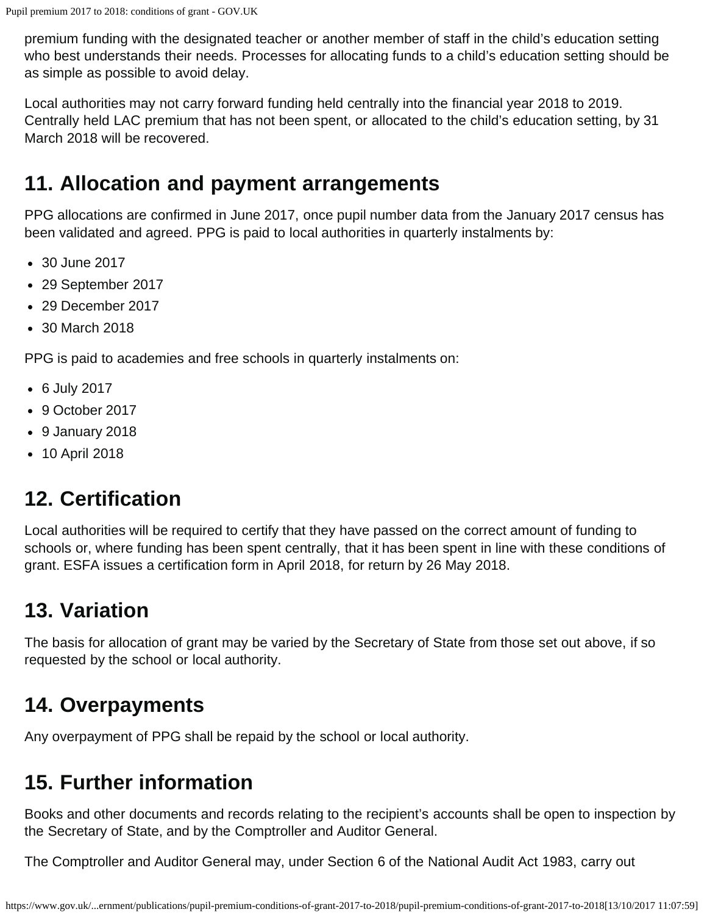premium funding with the designated teacher or another member of staff in the child's education setting who best understands their needs. Processes for allocating funds to a child's education setting should be as simple as possible to avoid delay.

Local authorities may not carry forward funding held centrally into the financial year 2018 to 2019. Centrally held LAC premium that has not been spent, or allocated to the child's education setting, by 31 March 2018 will be recovered.

## 11. Allocation and payment arrangements

PPG allocations are confirmed in June 2017, once pupil number data from the January 2017 census has been validated and agreed. PPG is paid to local authorities in quarterly instalments by:

- 30 June 2017
- 29 September 2017
- 29 December 2017
- 30 March 2018

PPG is paid to academies and free schools in quarterly instalments on:

- 6 July 2017
- 9 October 2017
- 9 January 2018
- 10 April 2018

## 12. Certification

Local authorities will be required to certify that they have passed on the correct amount of funding to schools or, where funding has been spent centrally, that it has been spent in line with these conditions of grant. ESFA issues a certification form in April 2018, for return by 26 May 2018.

## 13. Variation

The basis for allocation of grant may be varied by the Secretary of State from those set out above, if so requested by the school or local authority.

## 14. Overpayments

Any overpayment of PPG shall be repaid by the school or local authority.

## 15. Further information

Books and other documents and records relating to the recipient's accounts shall be open to inspection by the Secretary of State, and by the Comptroller and Auditor General.

The Comptroller and Auditor General may, under Section 6 of the National Audit Act 1983, carry out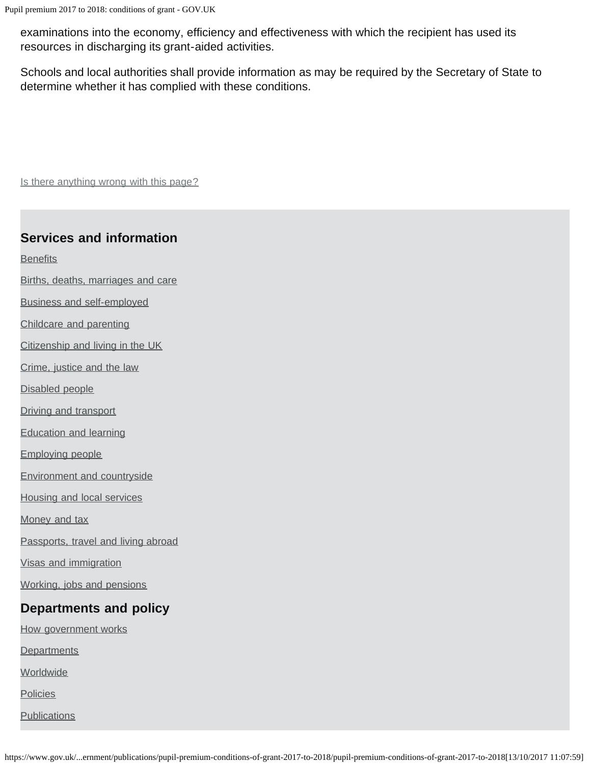examinations into the economy, efficiency and effectiveness with which the recipient has used its resources in discharging its grant-aided activities.

Schools and local authorities shall provide information as may be required by the Secretary of State to determine whether it has complied with these conditions.

Is there anything wrong with this page?

## Services and information

Benefits

Births, deaths, marriages and care

Business and self-employed

Childcare and parenting

Citizenship and living in the UK

Crime, justice and the law

Disabled people

Driving and transport

Education and learning

Employing people

Environment and countryside

Housing and local services

Money and tax

Passports, travel and living abroad

Visas and immigration

Working, jobs and pensions

## Departments and policy

How government works

Departments

Worldwide

Policies

Publications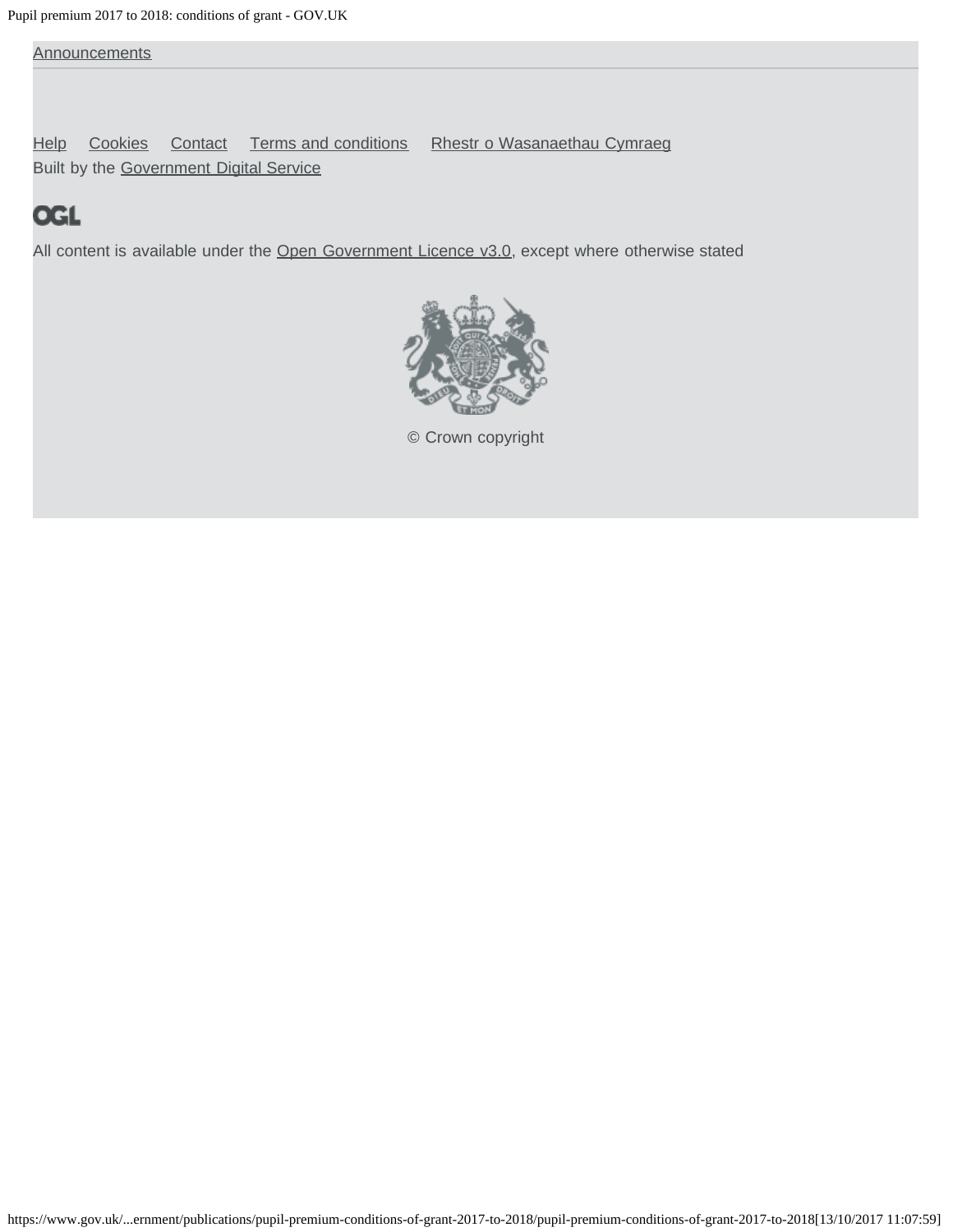Announcements

Help Cookies Contact Terms and conditions Rhestr o Wasanaethau Cymraeg

Built by the Government Digital Service

OGL

All content is available under the Open Government Licence v3.0, except where otherwise stated

© Crown copyright